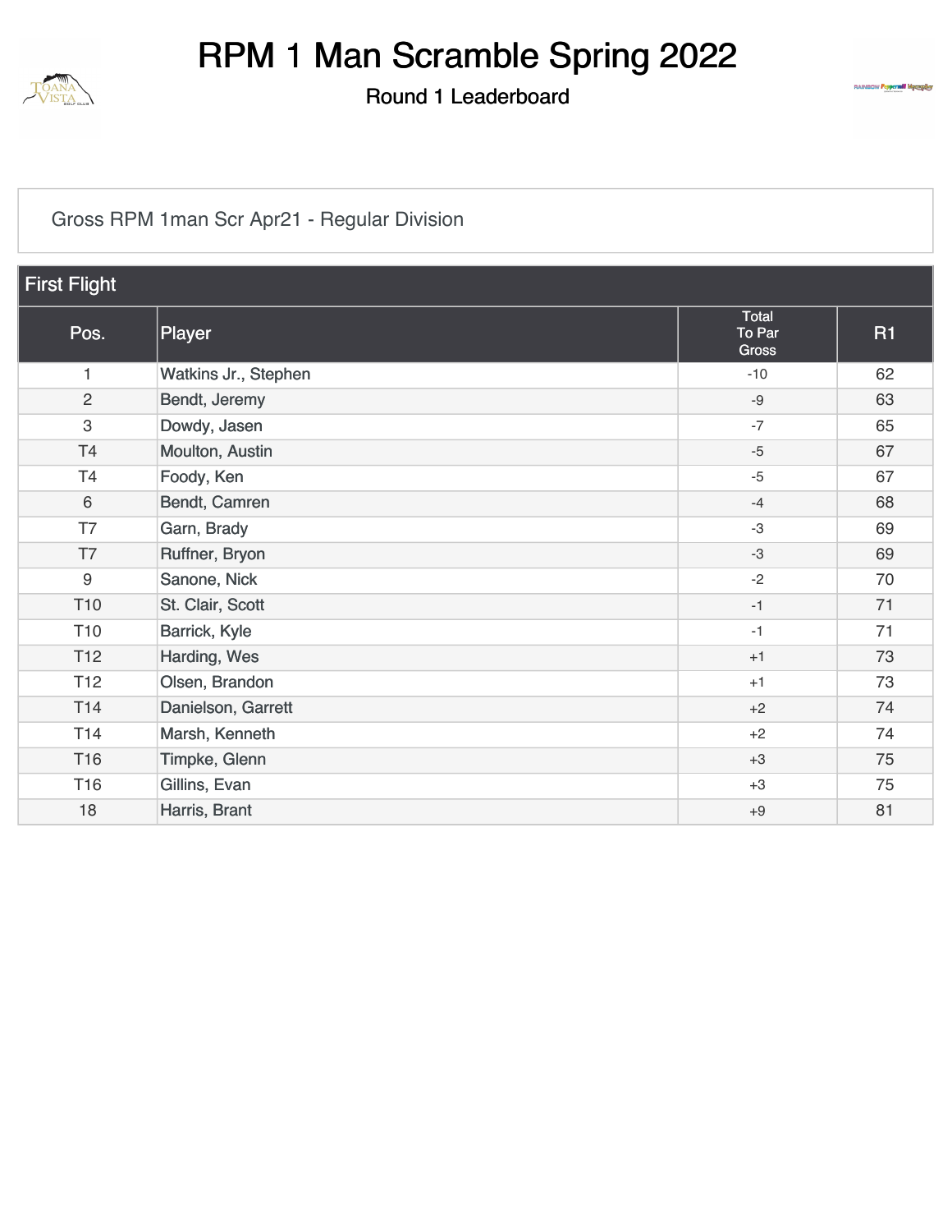# RPM 1 Man Scramble Spring 2022

## Round 1 Leaderboard

Gross RPM 1man Scr Apr21 - Regular Division

### First Flight

| Pos. | Player | Total To Par Gross | R1 |
|---|---|---|---|
| 1 | Watkins Jr., Stephen | -10 | 62 |
| 2 | Bendt, Jeremy | -9 | 63 |
| 3 | Dowdy, Jasen | -7 | 65 |
| T4 | Moulton, Austin | -5 | 67 |
| T4 | Foody, Ken | -5 | 67 |
| 6 | Bendt, Camren | -4 | 68 |
| T7 | Garn, Brady | -3 | 69 |
| T7 | Ruffner, Bryon | -3 | 69 |
| 9 | Sanone, Nick | -2 | 70 |
| T10 | St. Clair, Scott | -1 | 71 |
| T10 | Barrick, Kyle | -1 | 71 |
| T12 | Harding, Wes | +1 | 73 |
| T12 | Olsen, Brandon | +1 | 73 |
| T14 | Danielson, Garrett | +2 | 74 |
| T14 | Marsh, Kenneth | +2 | 74 |
| T16 | Timpke, Glenn | +3 | 75 |
| T16 | Gillins, Evan | +3 | 75 |
| 18 | Harris, Brant | +9 | 81 |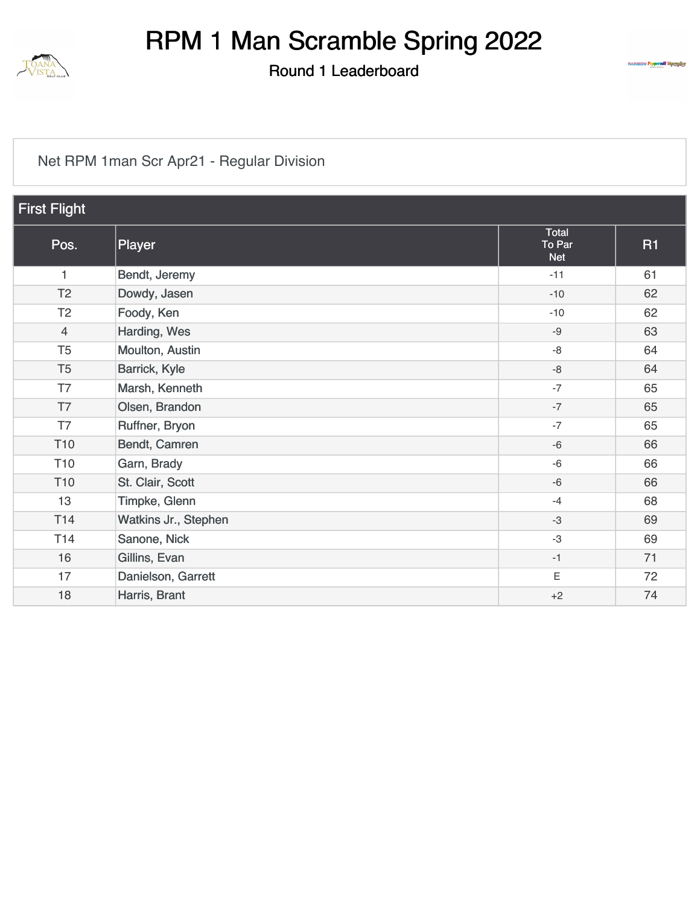# RPM 1 Man Scramble Spring 2022

## Round 1 Leaderboard

Net RPM 1man Scr Apr21 - Regular Division

### First Flight

| Pos. | Player | Total To Par Net | R1 |
|---|---|---|---|
| 1 | Bendt, Jeremy | -11 | 61 |
| T2 | Dowdy, Jasen | -10 | 62 |
| T2 | Foody, Ken | -10 | 62 |
| 4 | Harding, Wes | -9 | 63 |
| T5 | Moulton, Austin | -8 | 64 |
| T5 | Barrick, Kyle | -8 | 64 |
| T7 | Marsh, Kenneth | -7 | 65 |
| T7 | Olsen, Brandon | -7 | 65 |
| T7 | Ruffner, Bryon | -7 | 65 |
| T10 | Bendt, Camren | -6 | 66 |
| T10 | Garn, Brady | -6 | 66 |
| T10 | St. Clair, Scott | -6 | 66 |
| 13 | Timpke, Glenn | -4 | 68 |
| T14 | Watkins Jr., Stephen | -3 | 69 |
| T14 | Sanone, Nick | -3 | 69 |
| 16 | Gillins, Evan | -1 | 71 |
| 17 | Danielson, Garrett | E | 72 |
| 18 | Harris, Brant | +2 | 74 |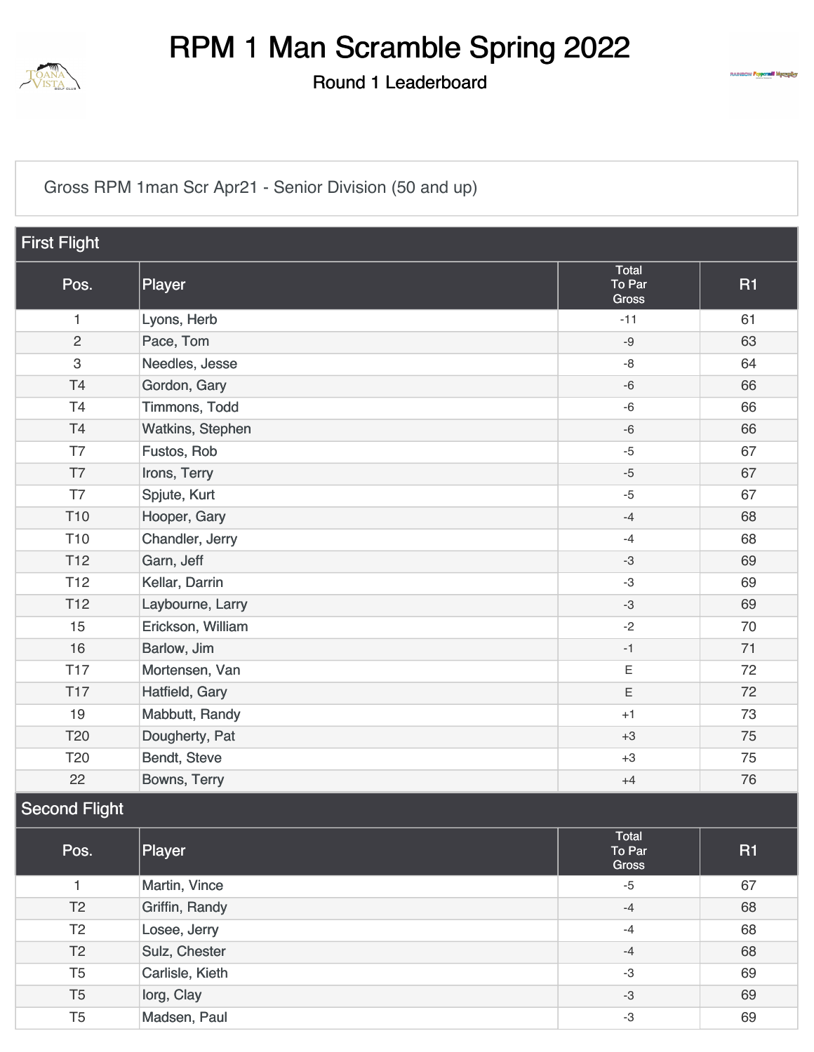# RPM 1 Man Scramble Spring 2022

### Round 1 Leaderboard

Gross RPM 1man Scr Apr21 - Senior Division (50 and up)

## First Flight

| Pos. | Player | Total To Par Gross | R1 |
|---|---|---|---|
| 1 | Lyons, Herb | -11 | 61 |
| 2 | Pace, Tom | -9 | 63 |
| 3 | Needles, Jesse | -8 | 64 |
| T4 | Gordon, Gary | -6 | 66 |
| T4 | Timmons, Todd | -6 | 66 |
| T4 | Watkins, Stephen | -6 | 66 |
| T7 | Fustos, Rob | -5 | 67 |
| T7 | Irons, Terry | -5 | 67 |
| T7 | Spjute, Kurt | -5 | 67 |
| T10 | Hooper, Gary | -4 | 68 |
| T10 | Chandler, Jerry | -4 | 68 |
| T12 | Garn, Jeff | -3 | 69 |
| T12 | Kellar, Darrin | -3 | 69 |
| T12 | Laybourne, Larry | -3 | 69 |
| 15 | Erickson, William | -2 | 70 |
| 16 | Barlow, Jim | -1 | 71 |
| T17 | Mortensen, Van | E | 72 |
| T17 | Hatfield, Gary | E | 72 |
| 19 | Mabbutt, Randy | +1 | 73 |
| T20 | Dougherty, Pat | +3 | 75 |
| T20 | Bendt, Steve | +3 | 75 |
| 22 | Bowns, Terry | +4 | 76 |

## Second Flight

| Pos. | Player | Total To Par Gross | R1 |
|---|---|---|---|
| 1 | Martin, Vince | -5 | 67 |
| T2 | Griffin, Randy | -4 | 68 |
| T2 | Losee, Jerry | -4 | 68 |
| T2 | Sulz, Chester | -4 | 68 |
| T5 | Carlisle, Kieth | -3 | 69 |
| T5 | Iorg, Clay | -3 | 69 |
| T5 | Madsen, Paul | -3 | 69 |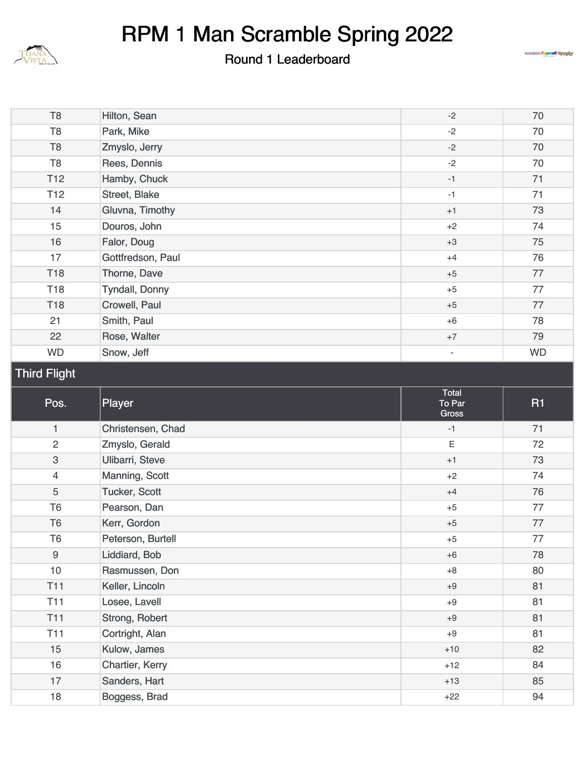# RPM 1 Man Scramble Spring 2022

## Round 1 Leaderboard

| | | | |
|---|---|---|---|
| T8 | Hilton, Sean | -2 | 70 |
| T8 | Park, Mike | -2 | 70 |
| T8 | Zmyslo, Jerry | -2 | 70 |
| T8 | Rees, Dennis | -2 | 70 |
| T12 | Hamby, Chuck | -1 | 71 |
| T12 | Street, Blake | -1 | 71 |
| 14 | Gluvna, Timothy | +1 | 73 |
| 15 | Douros, John | +2 | 74 |
| 16 | Falor, Doug | +3 | 75 |
| 17 | Gottfredson, Paul | +4 | 76 |
| T18 | Thorne, Dave | +5 | 77 |
| T18 | Tyndall, Donny | +5 | 77 |
| T18 | Crowell, Paul | +5 | 77 |
| 21 | Smith, Paul | +6 | 78 |
| 22 | Rose, Walter | +7 | 79 |
| WD | Snow, Jeff | - | WD |

### Third Flight

| Pos. | Player | Total To Par Gross | R1 |
|---|---|---|---|
| 1 | Christensen, Chad | -1 | 71 |
| 2 | Zmyslo, Gerald | E | 72 |
| 3 | Ulibarri, Steve | +1 | 73 |
| 4 | Manning, Scott | +2 | 74 |
| 5 | Tucker, Scott | +4 | 76 |
| T6 | Pearson, Dan | +5 | 77 |
| T6 | Kerr, Gordon | +5 | 77 |
| T6 | Peterson, Burtell | +5 | 77 |
| 9 | Liddiard, Bob | +6 | 78 |
| 10 | Rasmussen, Don | +8 | 80 |
| T11 | Keller, Lincoln | +9 | 81 |
| T11 | Losee, Lavell | +9 | 81 |
| T11 | Strong, Robert | +9 | 81 |
| T11 | Cortright, Alan | +9 | 81 |
| 15 | Kulow, James | +10 | 82 |
| 16 | Chartier, Kerry | +12 | 84 |
| 17 | Sanders, Hart | +13 | 85 |
| 18 | Boggess, Brad | +22 | 94 |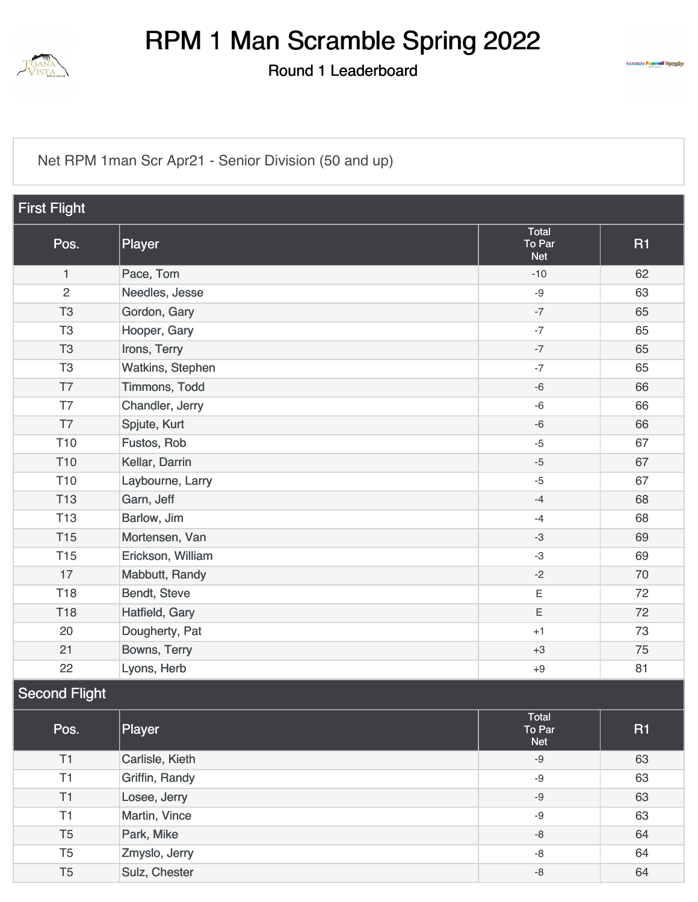# RPM 1 Man Scramble Spring 2022

## Round 1 Leaderboard

Net RPM 1man Scr Apr21 - Senior Division (50 and up)

### First Flight

| Pos. | Player | Total To Par Net | R1 |
|---|---|---|---|
| 1 | Pace, Tom | -10 | 62 |
| 2 | Needles, Jesse | -9 | 63 |
| T3 | Gordon, Gary | -7 | 65 |
| T3 | Hooper, Gary | -7 | 65 |
| T3 | Irons, Terry | -7 | 65 |
| T3 | Watkins, Stephen | -7 | 65 |
| T7 | Timmons, Todd | -6 | 66 |
| T7 | Chandler, Jerry | -6 | 66 |
| T7 | Spjute, Kurt | -6 | 66 |
| T10 | Fustos, Rob | -5 | 67 |
| T10 | Kellar, Darrin | -5 | 67 |
| T10 | Laybourne, Larry | -5 | 67 |
| T13 | Garn, Jeff | -4 | 68 |
| T13 | Barlow, Jim | -4 | 68 |
| T15 | Mortensen, Van | -3 | 69 |
| T15 | Erickson, William | -3 | 69 |
| 17 | Mabbutt, Randy | -2 | 70 |
| T18 | Bendt, Steve | E | 72 |
| T18 | Hatfield, Gary | E | 72 |
| 20 | Dougherty, Pat | +1 | 73 |
| 21 | Bowns, Terry | +3 | 75 |
| 22 | Lyons, Herb | +9 | 81 |

### Second Flight

| Pos. | Player | Total To Par Net | R1 |
|---|---|---|---|
| T1 | Carlisle, Kieth | -9 | 63 |
| T1 | Griffin, Randy | -9 | 63 |
| T1 | Losee, Jerry | -9 | 63 |
| T1 | Martin, Vince | -9 | 63 |
| T5 | Park, Mike | -8 | 64 |
| T5 | Zmyslo, Jerry | -8 | 64 |
| T5 | Sulz, Chester | -8 | 64 |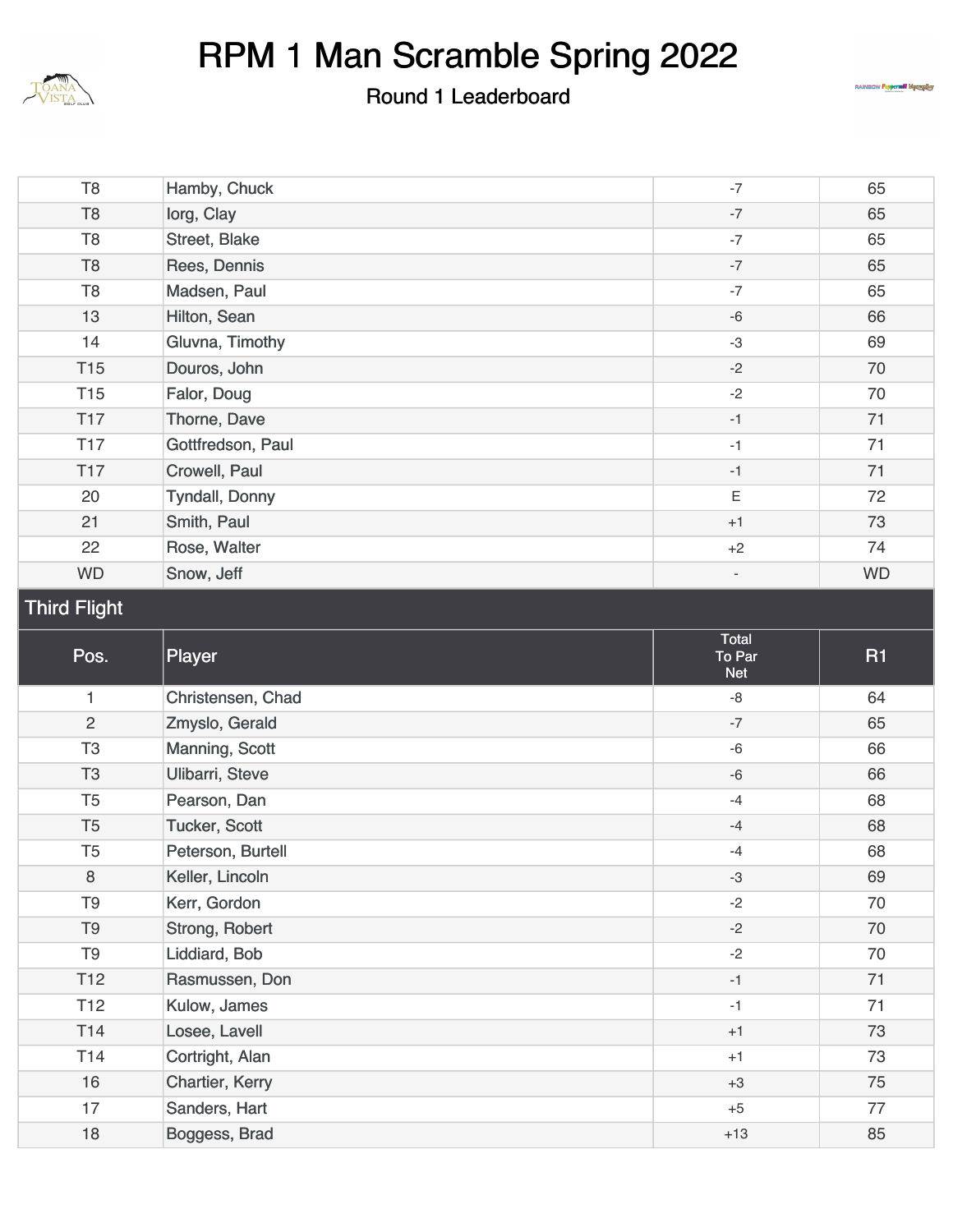# RPM 1 Man Scramble Spring 2022

Round 1 Leaderboard

| | | | |
|---|---|---|---|
| T8 | Hamby, Chuck | -7 | 65 |
| T8 | Iorg, Clay | -7 | 65 |
| T8 | Street, Blake | -7 | 65 |
| T8 | Rees, Dennis | -7 | 65 |
| T8 | Madsen, Paul | -7 | 65 |
| 13 | Hilton, Sean | -6 | 66 |
| 14 | Gluvna, Timothy | -3 | 69 |
| T15 | Douros, John | -2 | 70 |
| T15 | Falor, Doug | -2 | 70 |
| T17 | Thorne, Dave | -1 | 71 |
| T17 | Gottfredson, Paul | -1 | 71 |
| T17 | Crowell, Paul | -1 | 71 |
| 20 | Tyndall, Donny | E | 72 |
| 21 | Smith, Paul | +1 | 73 |
| 22 | Rose, Walter | +2 | 74 |
| WD | Snow, Jeff | - | WD |

## Third Flight

| Pos. | Player | Total To Par Net | R1 |
|---|---|---|---|
| 1 | Christensen, Chad | -8 | 64 |
| 2 | Zmyslo, Gerald | -7 | 65 |
| T3 | Manning, Scott | -6 | 66 |
| T3 | Ulibarri, Steve | -6 | 66 |
| T5 | Pearson, Dan | -4 | 68 |
| T5 | Tucker, Scott | -4 | 68 |
| T5 | Peterson, Burtell | -4 | 68 |
| 8 | Keller, Lincoln | -3 | 69 |
| T9 | Kerr, Gordon | -2 | 70 |
| T9 | Strong, Robert | -2 | 70 |
| T9 | Liddiard, Bob | -2 | 70 |
| T12 | Rasmussen, Don | -1 | 71 |
| T12 | Kulow, James | -1 | 71 |
| T14 | Losee, Lavell | +1 | 73 |
| T14 | Cortright, Alan | +1 | 73 |
| 16 | Chartier, Kerry | +3 | 75 |
| 17 | Sanders, Hart | +5 | 77 |
| 18 | Boggess, Brad | +13 | 85 |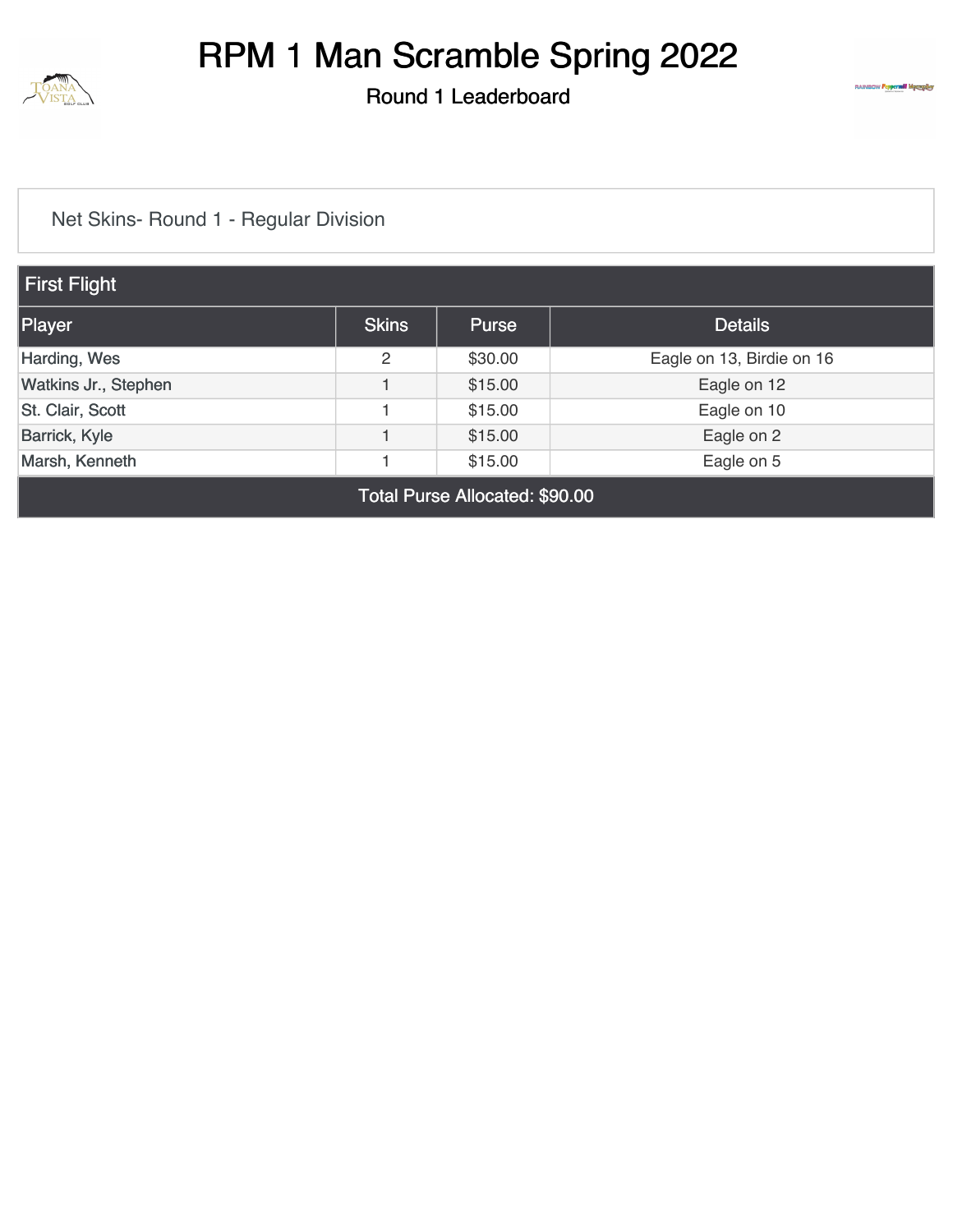# RPM 1 Man Scramble Spring 2022

## Round 1 Leaderboard

Net Skins- Round 1 - Regular Division

### First Flight

| Player | Skins | Purse | Details |
|---|---|---|---|
| Harding, Wes | 2 | $30.00 | Eagle on 13, Birdie on 16 |
| Watkins Jr., Stephen | 1 | $15.00 | Eagle on 12 |
| St. Clair, Scott | 1 | $15.00 | Eagle on 10 |
| Barrick, Kyle | 1 | $15.00 | Eagle on 2 |
| Marsh, Kenneth | 1 | $15.00 | Eagle on 5 |

Total Purse Allocated: $90.00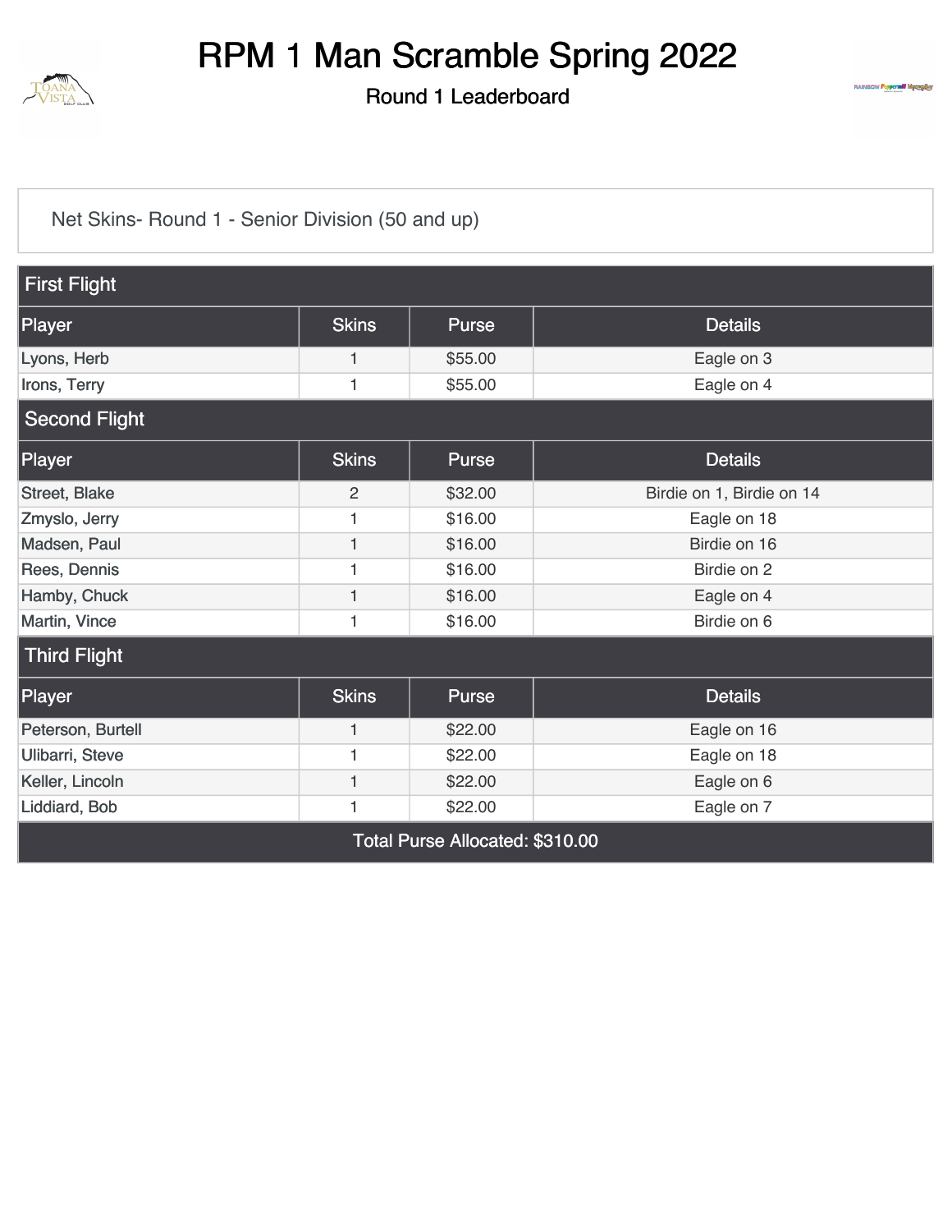# RPM 1 Man Scramble Spring 2022

## Round 1 Leaderboard

Net Skins- Round 1 - Senior Division (50 and up)

### First Flight

| Player | Skins | Purse | Details |
|---|---|---|---|
| Lyons, Herb | 1 | $55.00 | Eagle on 3 |
| Irons, Terry | 1 | $55.00 | Eagle on 4 |

### Second Flight

| Player | Skins | Purse | Details |
|---|---|---|---|
| Street, Blake | 2 | $32.00 | Birdie on 1, Birdie on 14 |
| Zmyslo, Jerry | 1 | $16.00 | Eagle on 18 |
| Madsen, Paul | 1 | $16.00 | Birdie on 16 |
| Rees, Dennis | 1 | $16.00 | Birdie on 2 |
| Hamby, Chuck | 1 | $16.00 | Eagle on 4 |
| Martin, Vince | 1 | $16.00 | Birdie on 6 |

### Third Flight

| Player | Skins | Purse | Details |
|---|---|---|---|
| Peterson, Burtell | 1 | $22.00 | Eagle on 16 |
| Ulibarri, Steve | 1 | $22.00 | Eagle on 18 |
| Keller, Lincoln | 1 | $22.00 | Eagle on 6 |
| Liddiard, Bob | 1 | $22.00 | Eagle on 7 |

Total Purse Allocated: $310.00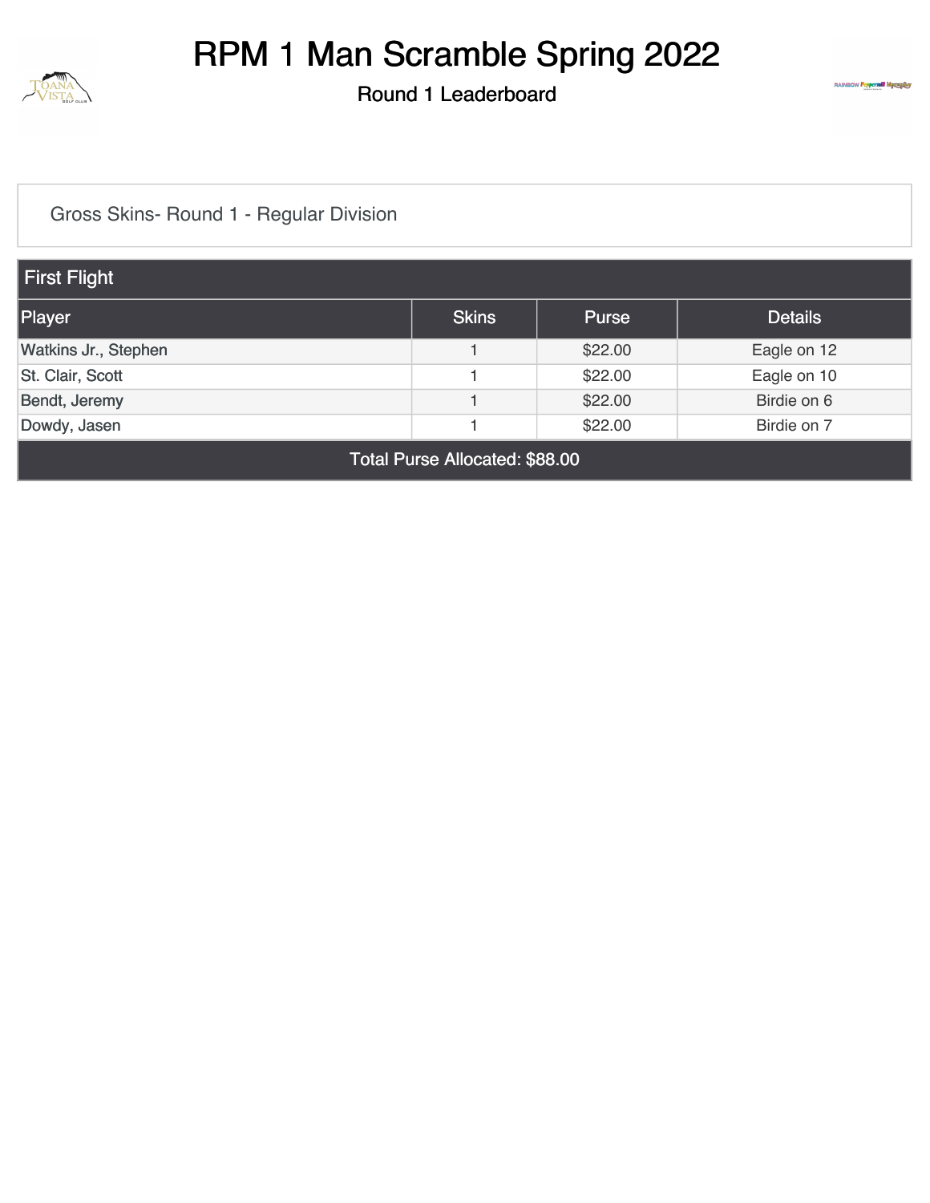# RPM 1 Man Scramble Spring 2022

## Round 1 Leaderboard

Gross Skins- Round 1 - Regular Division

| First Flight | | | |
|---|---|---|---|
| **Player** | **Skins** | **Purse** | **Details** |
| Watkins Jr., Stephen | 1 | $22.00 | Eagle on 12 |
| St. Clair, Scott | 1 | $22.00 | Eagle on 10 |
| Bendt, Jeremy | 1 | $22.00 | Birdie on 6 |
| Dowdy, Jasen | 1 | $22.00 | Birdie on 7 |

Total Purse Allocated: $88.00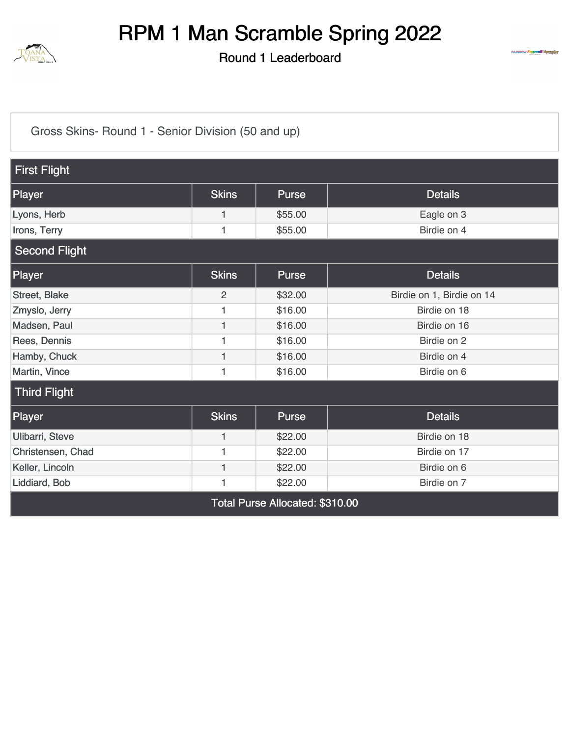# RPM 1 Man Scramble Spring 2022

Round 1 Leaderboard

Gross Skins- Round 1 - Senior Division (50 and up)

## First Flight

| Player | Skins | Purse | Details |
|---|---|---|---|
| Lyons, Herb | 1 | $55.00 | Eagle on 3 |
| Irons, Terry | 1 | $55.00 | Birdie on 4 |

## Second Flight

| Player | Skins | Purse | Details |
|---|---|---|---|
| Street, Blake | 2 | $32.00 | Birdie on 1, Birdie on 14 |
| Zmyslo, Jerry | 1 | $16.00 | Birdie on 18 |
| Madsen, Paul | 1 | $16.00 | Birdie on 16 |
| Rees, Dennis | 1 | $16.00 | Birdie on 2 |
| Hamby, Chuck | 1 | $16.00 | Birdie on 4 |
| Martin, Vince | 1 | $16.00 | Birdie on 6 |

## Third Flight

| Player | Skins | Purse | Details |
|---|---|---|---|
| Ulibarri, Steve | 1 | $22.00 | Birdie on 18 |
| Christensen, Chad | 1 | $22.00 | Birdie on 17 |
| Keller, Lincoln | 1 | $22.00 | Birdie on 6 |
| Liddiard, Bob | 1 | $22.00 | Birdie on 7 |

Total Purse Allocated: $310.00